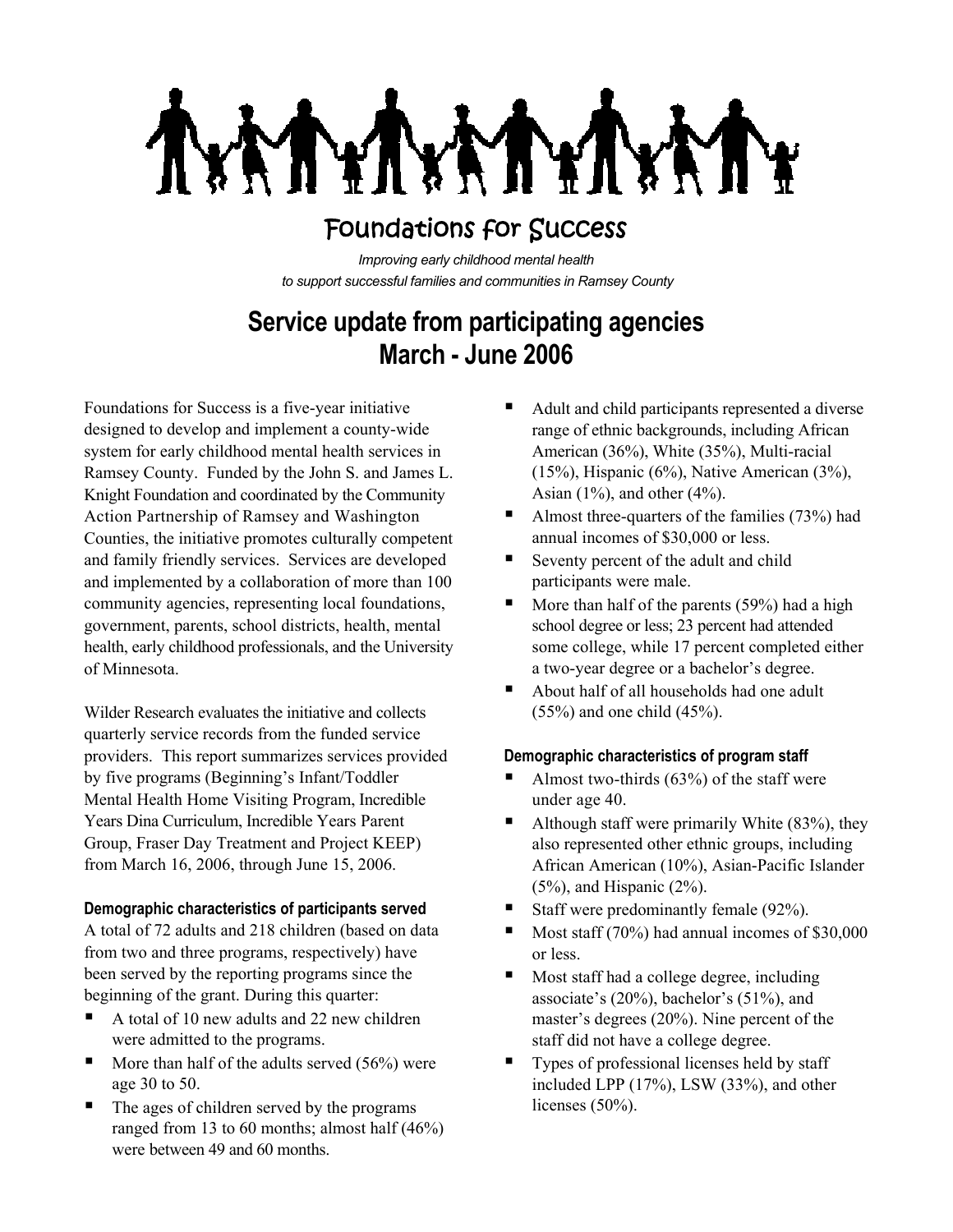# Foundations for Success

*Improving early childhood mental health to support successful families and communities in Ramsey County*

## Service update from participating agencies March - June 2006

Foundations for Success is a five-year initiative designed to develop and implement a county-wide system for early childhood mental health services in Ramsey County. Funded by the John S. and James L. Knight Foundation and coordinated by the Community Action Partnership of Ramsey and Washington Counties, the initiative promotes culturally competent and family friendly services. Services are developed and implemented by a collaboration of more than 100 community agencies, representing local foundations, government, parents, school districts, health, mental health, early childhood professionals, and the University of Minnesota.

Wilder Research evaluates the initiative and collects quarterly service records from the funded service providers. This report summarizes services provided by five programs (Beginning's Infant/Toddler Mental Health Home Visiting Program, Incredible Years Dina Curriculum, Incredible Years Parent Group, Fraser Day Treatment and Project KEEP) from March 16, 2006, through June 15, 2006.

### Demographic characteristics of participants served

A total of 72 adults and 218 children (based on data from two and three programs, respectively) have been served by the reporting programs since the beginning of the grant. During this quarter:

- A total of 10 new adults and 22 new children were admitted to the programs.
- More than half of the adults served (56%) were age 30 to 50.
- The ages of children served by the programs ranged from 13 to 60 months; almost half (46%) were between 49 and 60 months.
- Adult and child participants represented a diverse range of ethnic backgrounds, including African American (36%), White (35%), Multi-racial (15%), Hispanic (6%), Native American (3%), Asian (1%), and other (4%).
- Almost three-quarters of the families (73%) had annual incomes of $30,000 or less.
- Seventy percent of the adult and child participants were male.
- More than half of the parents (59%) had a high school degree or less; 23 percent had attended some college, while 17 percent completed either a two-year degree or a bachelor's degree.
- About half of all households had one adult (55%) and one child (45%).

### Demographic characteristics of program staff

- Almost two-thirds (63%) of the staff were under age 40.
- Although staff were primarily White (83%), they also represented other ethnic groups, including African American (10%), Asian-Pacific Islander (5%), and Hispanic (2%).
- Staff were predominantly female (92%).
- Most staff (70%) had annual incomes of $30,000 or less.
- Most staff had a college degree, including associate's (20%), bachelor's (51%), and master's degrees (20%). Nine percent of the staff did not have a college degree.
- Types of professional licenses held by staff included LPP (17%), LSW (33%), and other licenses (50%).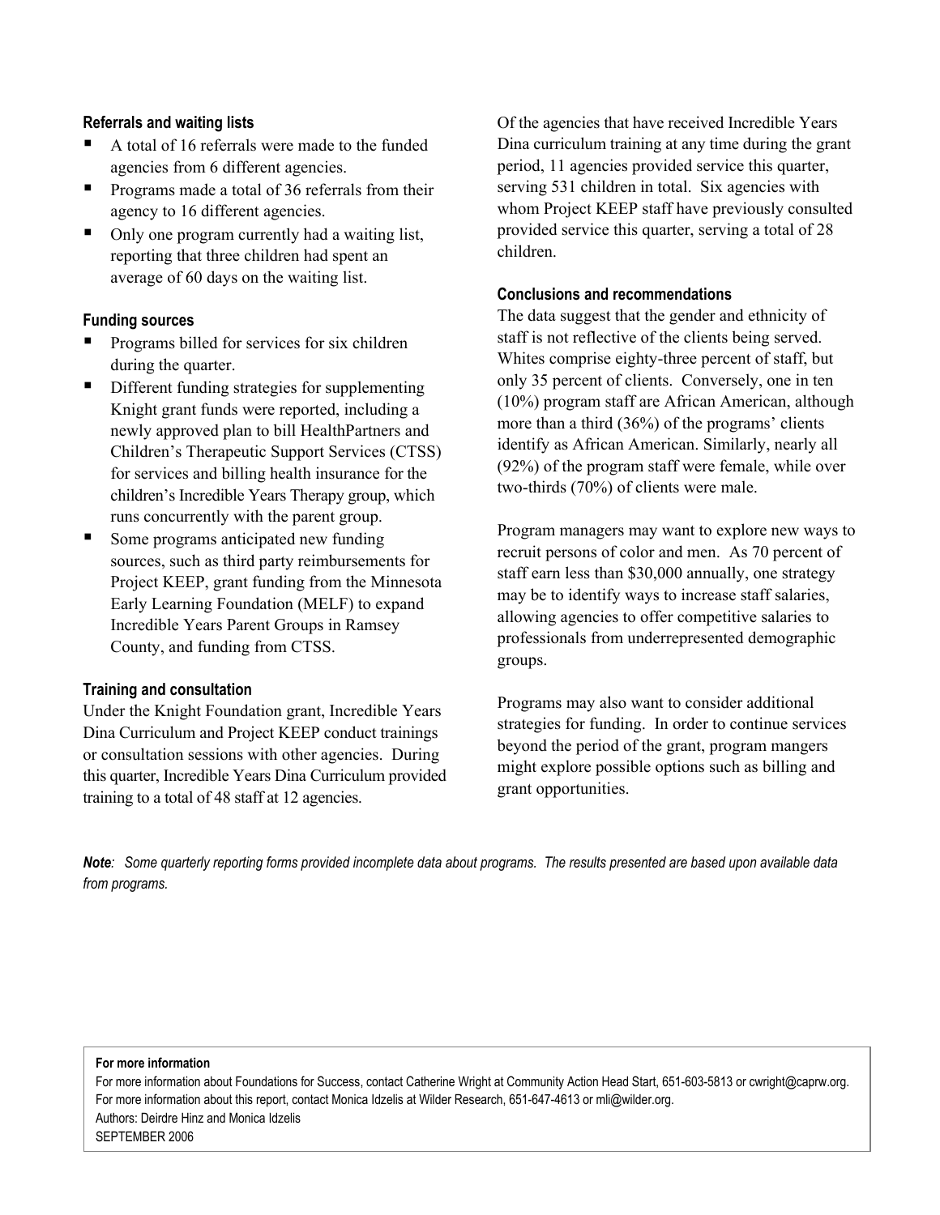### Referrals and waiting lists

- A total of 16 referrals were made to the funded agencies from 6 different agencies.
- Programs made a total of 36 referrals from their agency to 16 different agencies.
- Only one program currently had a waiting list, reporting that three children had spent an average of 60 days on the waiting list.

### Funding sources

- Programs billed for services for six children during the quarter.
- Different funding strategies for supplementing Knight grant funds were reported, including a newly approved plan to bill HealthPartners and Children's Therapeutic Support Services (CTSS) for services and billing health insurance for the children's Incredible Years Therapy group, which runs concurrently with the parent group.
- Some programs anticipated new funding sources, such as third party reimbursements for Project KEEP, grant funding from the Minnesota Early Learning Foundation (MELF) to expand Incredible Years Parent Groups in Ramsey County, and funding from CTSS.

### Training and consultation

Under the Knight Foundation grant, Incredible Years Dina Curriculum and Project KEEP conduct trainings or consultation sessions with other agencies. During this quarter, Incredible Years Dina Curriculum provided training to a total of 48 staff at 12 agencies.

Of the agencies that have received Incredible Years Dina curriculum training at any time during the grant period, 11 agencies provided service this quarter, serving 531 children in total. Six agencies with whom Project KEEP staff have previously consulted provided service this quarter, serving a total of 28 children.

### Conclusions and recommendations

The data suggest that the gender and ethnicity of staff is not reflective of the clients being served. Whites comprise eighty-three percent of staff, but only 35 percent of clients. Conversely, one in ten (10%) program staff are African American, although more than a third (36%) of the programs' clients identify as African American. Similarly, nearly all (92%) of the program staff were female, while over two-thirds (70%) of clients were male.

Program managers may want to explore new ways to recruit persons of color and men. As 70 percent of staff earn less than $30,000 annually, one strategy may be to identify ways to increase staff salaries, allowing agencies to offer competitive salaries to professionals from underrepresented demographic groups.

Programs may also want to consider additional strategies for funding. In order to continue services beyond the period of the grant, program mangers might explore possible options such as billing and grant opportunities.

***Note**: Some quarterly reporting forms provided incomplete data about programs. The results presented are based upon available data from programs.*

**For more information**

For more information about Foundations for Success, contact Catherine Wright at Community Action Head Start, 651-603-5813 or cwright@caprw.org.
For more information about this report, contact Monica Idzelis at Wilder Research, 651-647-4613 or mli@wilder.org.
Authors: Deirdre Hinz and Monica Idzelis
SEPTEMBER 2006